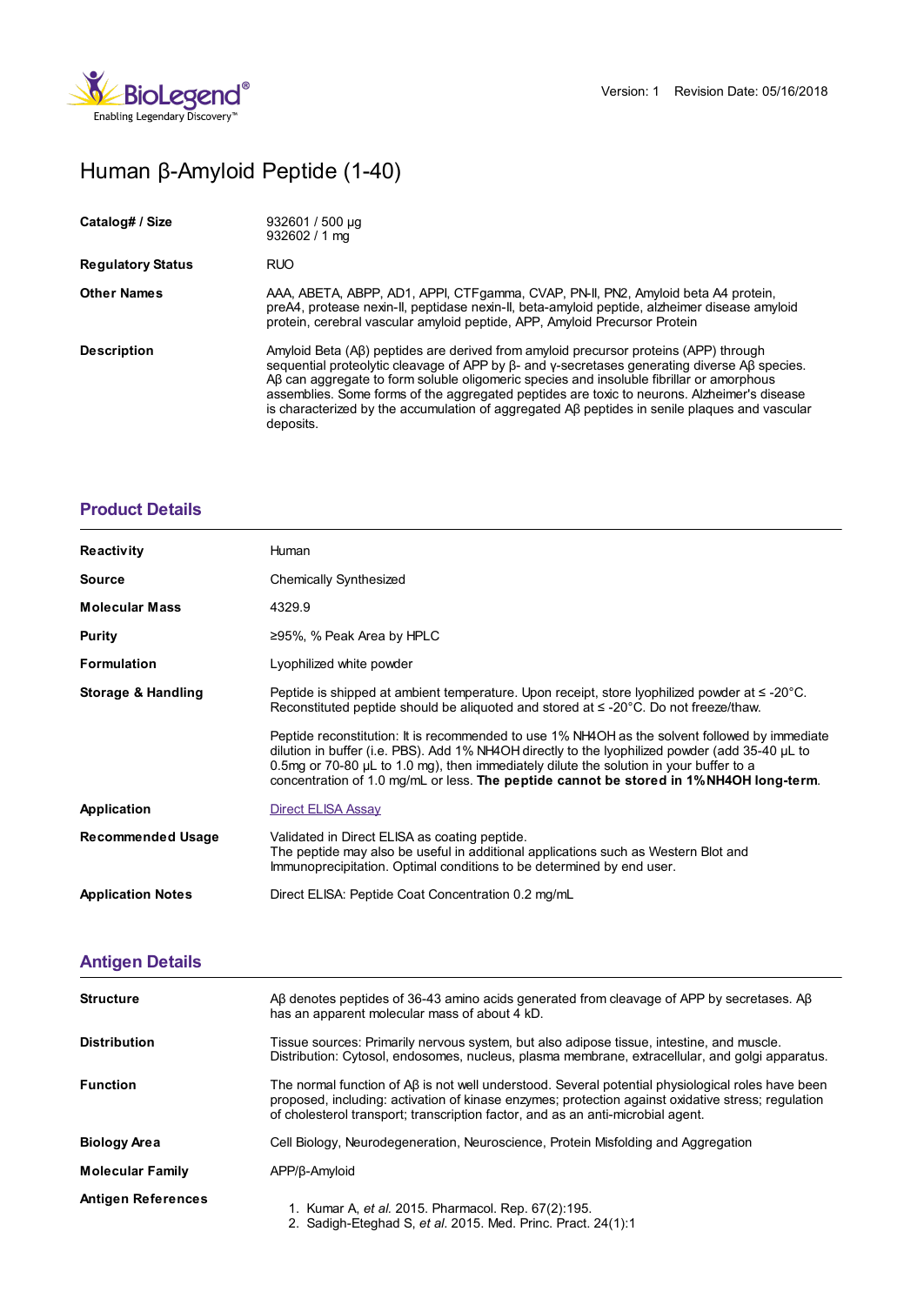Version: 1 Revision Date: 05/16/2018

# Human β-Amyloid Peptide (1-40)

| | |
|---|---|
| **Catalog# / Size** | 932601 / 500 µg<br>932602 / 1 mg |
| **Regulatory Status** | RUO |
| **Other Names** | AAA, ABETA, ABPP, AD1, APPI, CTFgamma, CVAP, PN-II, PN2, Amyloid beta A4 protein, preA4, protease nexin-II, peptidase nexin-II, beta-amyloid peptide, alzheimer disease amyloid protein, cerebral vascular amyloid peptide, APP, Amyloid Precursor Protein |
| **Description** | Amyloid Beta (Aβ) peptides are derived from amyloid precursor proteins (APP) through sequential proteolytic cleavage of APP by β- and γ-secretases generating diverse Aβ species. Aβ can aggregate to form soluble oligomeric species and insoluble fibrillar or amorphous assemblies. Some forms of the aggregated peptides are toxic to neurons. Alzheimer's disease is characterized by the accumulation of aggregated Aβ peptides in senile plaques and vascular deposits. |

## Product Details

| | |
|---|---|
| **Reactivity** | Human |
| **Source** | Chemically Synthesized |
| **Molecular Mass** | 4329.9 |
| **Purity** | ≥95%, % Peak Area by HPLC |
| **Formulation** | Lyophilized white powder |
| **Storage & Handling** | Peptide is shipped at ambient temperature. Upon receipt, store lyophilized powder at ≤ -20°C. Reconstituted peptide should be aliquoted and stored at ≤ -20°C. Do not freeze/thaw.<br><br>Peptide reconstitution: It is recommended to use 1% $NH_4OH$ as the solvent followed by immediate dilution in buffer (i.e. PBS). Add 1% $NH_4OH$ directly to the lyophilized powder (add 35-40 µL to 0.5mg or 70-80 µL to 1.0 mg), then immediately dilute the solution in your buffer to a concentration of 1.0 mg/mL or less. **The peptide cannot be stored in 1% $NH_4OH$ long-term**. |
| **Application** | Direct ELISA Assay |
| **Recommended Usage** | Validated in Direct ELISA as coating peptide.<br>The peptide may also be useful in additional applications such as Western Blot and Immunoprecipitation. Optimal conditions to be determined by end user. |
| **Application Notes** | Direct ELISA: Peptide Coat Concentration 0.2 mg/mL |

## Antigen Details

| | |
|---|---|
| **Structure** | Aβ denotes peptides of 36-43 amino acids generated from cleavage of APP by secretases. Aβ has an apparent molecular mass of about 4 kD. |
| **Distribution** | Tissue sources: Primarily nervous system, but also adipose tissue, intestine, and muscle.<br>Distribution: Cytosol, endosomes, nucleus, plasma membrane, extracellular, and golgi apparatus. |
| **Function** | The normal function of Aβ is not well understood. Several potential physiological roles have been proposed, including: activation of kinase enzymes; protection against oxidative stress; regulation of cholesterol transport; transcription factor, and as an anti-microbial agent. |
| **Biology Area** | Cell Biology, Neurodegeneration, Neuroscience, Protein Misfolding and Aggregation |
| **Molecular Family** | APP/β-Amyloid |
| **Antigen References** | 1. Kumar A, *et al.* 2015. Pharmacol. Rep. 67(2):195.<br>2. Sadigh-Eteghad S, *et al.* 2015. Med. Princ. Pract. 24(1):1 |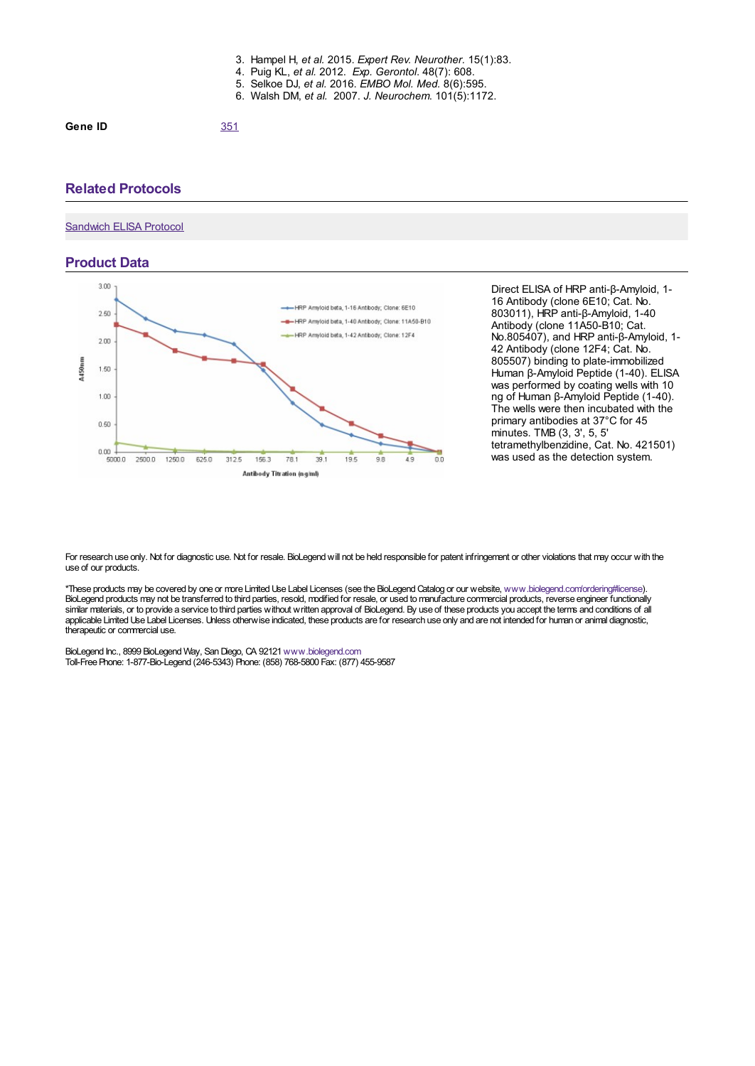3. Hampel H, *et al.* 2015. *Expert Rev. Neurother.* 15(1):83.
4. Puig KL, *et al.* 2012. *Exp. Gerontol.* 48(7): 608.
5. Selkoe DJ, *et al.* 2016. *EMBO Mol. Med.* 8(6):595.
6. Walsh DM, *et al.* 2007. *J. Neurochem.* 101(5):1172.

**Gene ID** 351

## Related Protocols

Sandwich ELISA Protocol

## Product Data

3.00
2.50
2.00
1.50
1.00
0.50
0.00
A450nm
5000.0 2500.0 1250.0 625.0 312.5 156.3 78.1 39.1 19.5 9.8 4.9 0.0
Antibody Titration (ng/ml)
HRP Amyloid beta, 1-16 Antibody; Clone: 6E10
HRP Amyloid beta, 1-40 Antibody; Clone: 11A50-B10
HRP Amyloid beta, 1-42 Antibody; Clone: 12F4

Direct ELISA of HRP anti-β-Amyloid, 1-16 Antibody (clone 6E10; Cat. No. 803011), HRP anti-β-Amyloid, 1-40 Antibody (clone 11A50-B10; Cat. No.805407), and HRP anti-β-Amyloid, 1-42 Antibody (clone 12F4; Cat. No. 805507) binding to plate-immobilized Human β-Amyloid Peptide (1-40). ELISA was performed by coating wells with 10 ng of Human β-Amyloid Peptide (1-40). The wells were then incubated with the primary antibodies at 37°C for 45 minutes. TMB (3, 3', 5, 5' tetramethylbenzidine, Cat. No. 421501) was used as the detection system.

For research use only. Not for diagnostic use. Not for resale. BioLegend will not be held responsible for patent infringement or other violations that may occur with the use of our products.

*These products may be covered by one or more Limited Use Label Licenses (see the BioLegend Catalog or our website, www.biolegend.com/ordering#license). BioLegend products may not be transferred to third parties, resold, modified for resale, or used to manufacture commercial products, reverse engineer functionally similar materials, or to provide a service to third parties without written approval of BioLegend. By use of these products you accept the terms and conditions of all applicable Limited Use Label Licenses. Unless otherwise indicated, these products are for research use only and are not intended for human or animal diagnostic, therapeutic or commercial use.

BioLegend Inc., 8999 BioLegend Way, San Diego, CA 92121 www.biolegend.com
Toll-Free Phone: 1-877-Bio-Legend (246-5343) Phone: (858) 768-5800 Fax: (877) 455-9587